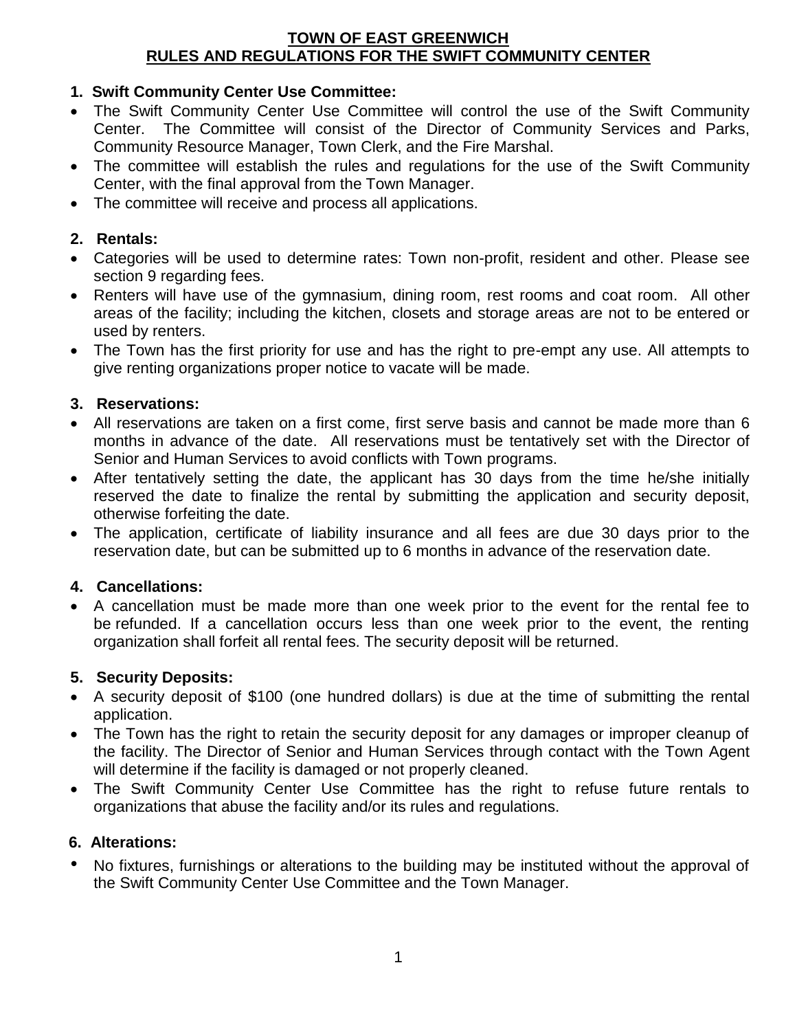# TOWN OF EAST GREENWICH
# RULES AND REGULATIONS FOR THE SWIFT COMMUNITY CENTER

## 1. Swift Community Center Use Committee:

- The Swift Community Center Use Committee will control the use of the Swift Community Center. The Committee will consist of the Director of Community Services and Parks, Community Resource Manager, Town Clerk, and the Fire Marshal.
- The committee will establish the rules and regulations for the use of the Swift Community Center, with the final approval from the Town Manager.
- The committee will receive and process all applications.

## 2. Rentals:

- Categories will be used to determine rates: Town non-profit, resident and other. Please see section 9 regarding fees.
- Renters will have use of the gymnasium, dining room, rest rooms and coat room. All other areas of the facility; including the kitchen, closets and storage areas are not to be entered or used by renters.
- The Town has the first priority for use and has the right to pre-empt any use. All attempts to give renting organizations proper notice to vacate will be made.

## 3. Reservations:

- All reservations are taken on a first come, first serve basis and cannot be made more than 6 months in advance of the date. All reservations must be tentatively set with the Director of Senior and Human Services to avoid conflicts with Town programs.
- After tentatively setting the date, the applicant has 30 days from the time he/she initially reserved the date to finalize the rental by submitting the application and security deposit, otherwise forfeiting the date.
- The application, certificate of liability insurance and all fees are due 30 days prior to the reservation date, but can be submitted up to 6 months in advance of the reservation date.

## 4. Cancellations:

- A cancellation must be made more than one week prior to the event for the rental fee to be refunded. If a cancellation occurs less than one week prior to the event, the renting organization shall forfeit all rental fees. The security deposit will be returned.

## 5. Security Deposits:

- A security deposit of $100 (one hundred dollars) is due at the time of submitting the rental application.
- The Town has the right to retain the security deposit for any damages or improper cleanup of the facility. The Director of Senior and Human Services through contact with the Town Agent will determine if the facility is damaged or not properly cleaned.
- The Swift Community Center Use Committee has the right to refuse future rentals to organizations that abuse the facility and/or its rules and regulations.

## 6. Alterations:

- No fixtures, furnishings or alterations to the building may be instituted without the approval of the Swift Community Center Use Committee and the Town Manager.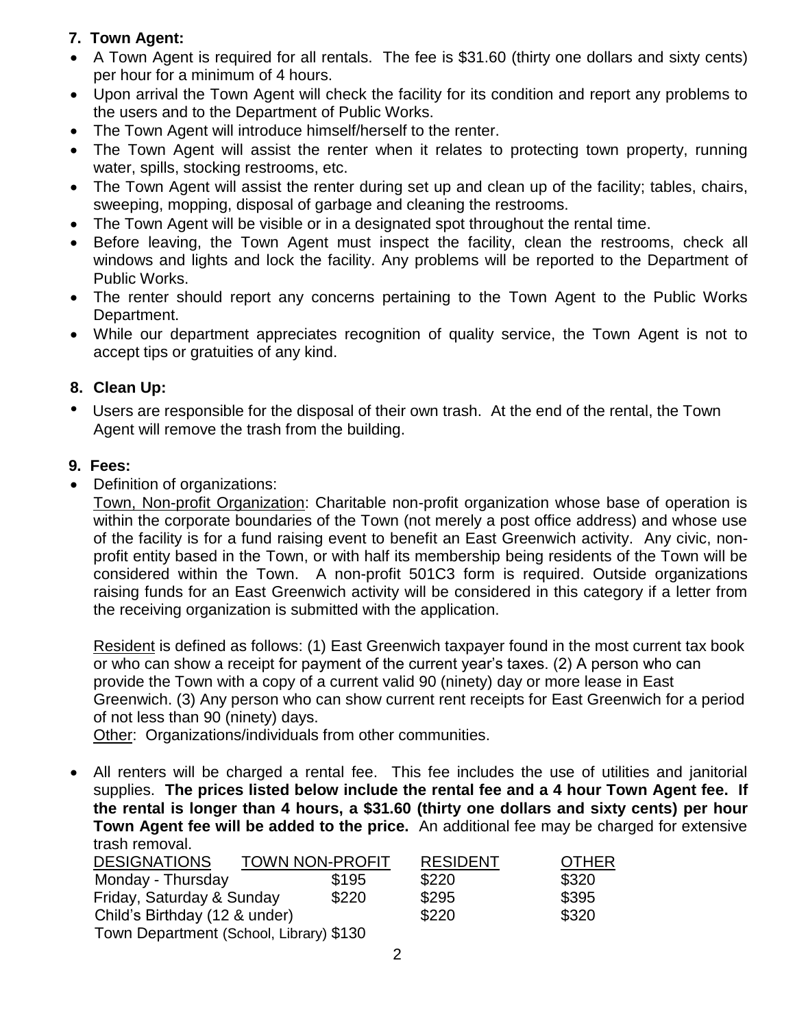**7. Town Agent:**

- A Town Agent is required for all rentals. The fee is $31.60 (thirty one dollars and sixty cents) per hour for a minimum of 4 hours.
- Upon arrival the Town Agent will check the facility for its condition and report any problems to the users and to the Department of Public Works.
- The Town Agent will introduce himself/herself to the renter.
- The Town Agent will assist the renter when it relates to protecting town property, running water, spills, stocking restrooms, etc.
- The Town Agent will assist the renter during set up and clean up of the facility; tables, chairs, sweeping, mopping, disposal of garbage and cleaning the restrooms.
- The Town Agent will be visible or in a designated spot throughout the rental time.
- Before leaving, the Town Agent must inspect the facility, clean the restrooms, check all windows and lights and lock the facility. Any problems will be reported to the Department of Public Works.
- The renter should report any concerns pertaining to the Town Agent to the Public Works Department.
- While our department appreciates recognition of quality service, the Town Agent is not to accept tips or gratuities of any kind.

**8. Clean Up:**

- Users are responsible for the disposal of their own trash. At the end of the rental, the Town Agent will remove the trash from the building.

**9. Fees:**

- Definition of organizations:

  Town, Non-profit Organization: Charitable non-profit organization whose base of operation is within the corporate boundaries of the Town (not merely a post office address) and whose use of the facility is for a fund raising event to benefit an East Greenwich activity. Any civic, non-profit entity based in the Town, or with half its membership being residents of the Town will be considered within the Town. A non-profit 501C3 form is required. Outside organizations raising funds for an East Greenwich activity will be considered in this category if a letter from the receiving organization is submitted with the application.

  Resident is defined as follows: (1) East Greenwich taxpayer found in the most current tax book or who can show a receipt for payment of the current year's taxes. (2) A person who can provide the Town with a copy of a current valid 90 (ninety) day or more lease in East Greenwich. (3) Any person who can show current rent receipts for East Greenwich for a period of not less than 90 (ninety) days.

  Other: Organizations/individuals from other communities.

- All renters will be charged a rental fee. This fee includes the use of utilities and janitorial supplies. **The prices listed below include the rental fee and a 4 hour Town Agent fee. If the rental is longer than 4 hours, a $31.60 (thirty one dollars and sixty cents) per hour Town Agent fee will be added to the price.** An additional fee may be charged for extensive trash removal.

| DESIGNATIONS | TOWN NON-PROFIT | RESIDENT | OTHER |
|---|---|---|---|
| Monday - Thursday | $195 | $220 | $320 |
| Friday, Saturday & Sunday | $220 | $295 | $395 |
| Child's Birthday (12 & under) | | $220 | $320 |
| Town Department (School, Library) | $130 | | |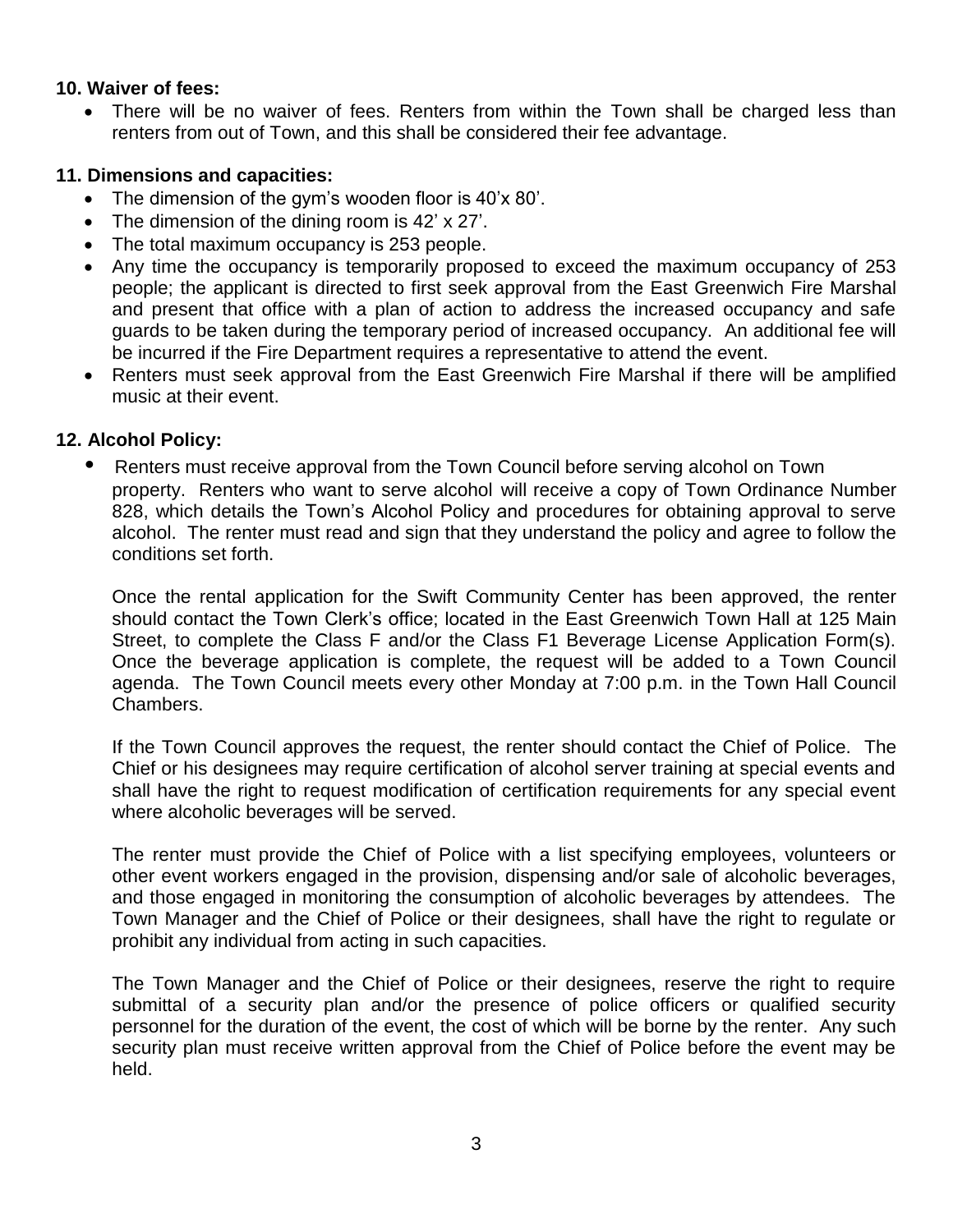**10. Waiver of fees:**

- There will be no waiver of fees. Renters from within the Town shall be charged less than renters from out of Town, and this shall be considered their fee advantage.

**11. Dimensions and capacities:**

- The dimension of the gym's wooden floor is 40'x 80'.
- The dimension of the dining room is 42' x 27'.
- The total maximum occupancy is 253 people.
- Any time the occupancy is temporarily proposed to exceed the maximum occupancy of 253 people; the applicant is directed to first seek approval from the East Greenwich Fire Marshal and present that office with a plan of action to address the increased occupancy and safe guards to be taken during the temporary period of increased occupancy. An additional fee will be incurred if the Fire Department requires a representative to attend the event.
- Renters must seek approval from the East Greenwich Fire Marshal if there will be amplified music at their event.

**12. Alcohol Policy:**

- Renters must receive approval from the Town Council before serving alcohol on Town property. Renters who want to serve alcohol will receive a copy of Town Ordinance Number 828, which details the Town's Alcohol Policy and procedures for obtaining approval to serve alcohol. The renter must read and sign that they understand the policy and agree to follow the conditions set forth.

  Once the rental application for the Swift Community Center has been approved, the renter should contact the Town Clerk's office; located in the East Greenwich Town Hall at 125 Main Street, to complete the Class F and/or the Class F1 Beverage License Application Form(s). Once the beverage application is complete, the request will be added to a Town Council agenda. The Town Council meets every other Monday at 7:00 p.m. in the Town Hall Council Chambers.

  If the Town Council approves the request, the renter should contact the Chief of Police. The Chief or his designees may require certification of alcohol server training at special events and shall have the right to request modification of certification requirements for any special event where alcoholic beverages will be served.

  The renter must provide the Chief of Police with a list specifying employees, volunteers or other event workers engaged in the provision, dispensing and/or sale of alcoholic beverages, and those engaged in monitoring the consumption of alcoholic beverages by attendees. The Town Manager and the Chief of Police or their designees, shall have the right to regulate or prohibit any individual from acting in such capacities.

  The Town Manager and the Chief of Police or their designees, reserve the right to require submittal of a security plan and/or the presence of police officers or qualified security personnel for the duration of the event, the cost of which will be borne by the renter. Any such security plan must receive written approval from the Chief of Police before the event may be held.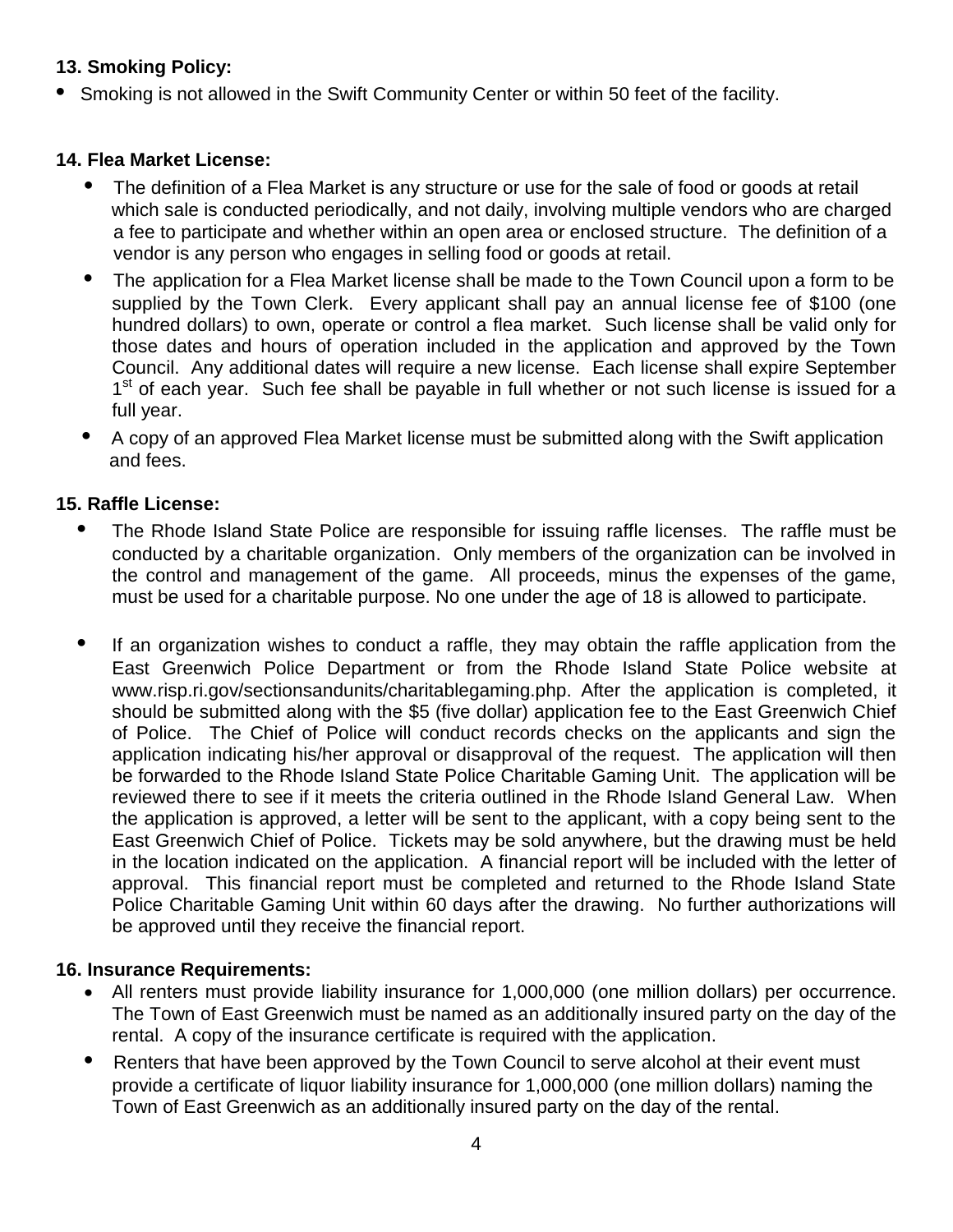**13. Smoking Policy:**

- Smoking is not allowed in the Swift Community Center or within 50 feet of the facility.

**14. Flea Market License:**

- The definition of a Flea Market is any structure or use for the sale of food or goods at retail which sale is conducted periodically, and not daily, involving multiple vendors who are charged a fee to participate and whether within an open area or enclosed structure. The definition of a vendor is any person who engages in selling food or goods at retail.
- The application for a Flea Market license shall be made to the Town Council upon a form to be supplied by the Town Clerk. Every applicant shall pay an annual license fee of $100 (one hundred dollars) to own, operate or control a flea market. Such license shall be valid only for those dates and hours of operation included in the application and approved by the Town Council. Any additional dates will require a new license. Each license shall expire September 1st of each year. Such fee shall be payable in full whether or not such license is issued for a full year.
- A copy of an approved Flea Market license must be submitted along with the Swift application and fees.

**15. Raffle License:**

- The Rhode Island State Police are responsible for issuing raffle licenses. The raffle must be conducted by a charitable organization. Only members of the organization can be involved in the control and management of the game. All proceeds, minus the expenses of the game, must be used for a charitable purpose. No one under the age of 18 is allowed to participate.

- If an organization wishes to conduct a raffle, they may obtain the raffle application from the East Greenwich Police Department or from the Rhode Island State Police website at www.risp.ri.gov/sectionsandunits/charitablegaming.php. After the application is completed, it should be submitted along with the $5 (five dollar) application fee to the East Greenwich Chief of Police. The Chief of Police will conduct records checks on the applicants and sign the application indicating his/her approval or disapproval of the request. The application will then be forwarded to the Rhode Island State Police Charitable Gaming Unit. The application will be reviewed there to see if it meets the criteria outlined in the Rhode Island General Law. When the application is approved, a letter will be sent to the applicant, with a copy being sent to the East Greenwich Chief of Police. Tickets may be sold anywhere, but the drawing must be held in the location indicated on the application. A financial report will be included with the letter of approval. This financial report must be completed and returned to the Rhode Island State Police Charitable Gaming Unit within 60 days after the drawing. No further authorizations will be approved until they receive the financial report.

**16. Insurance Requirements:**

- All renters must provide liability insurance for 1,000,000 (one million dollars) per occurrence. The Town of East Greenwich must be named as an additionally insured party on the day of the rental. A copy of the insurance certificate is required with the application.
- Renters that have been approved by the Town Council to serve alcohol at their event must provide a certificate of liquor liability insurance for 1,000,000 (one million dollars) naming the Town of East Greenwich as an additionally insured party on the day of the rental.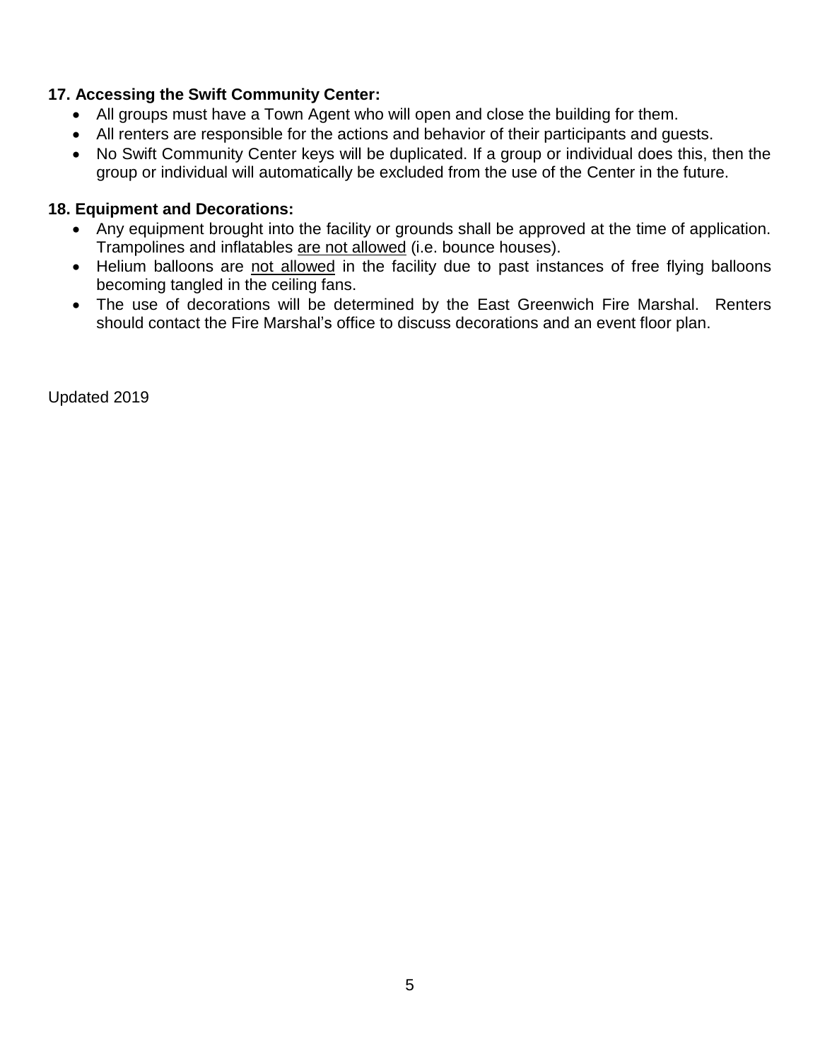**17. Accessing the Swift Community Center:**

- All groups must have a Town Agent who will open and close the building for them.
- All renters are responsible for the actions and behavior of their participants and guests.
- No Swift Community Center keys will be duplicated. If a group or individual does this, then the group or individual will automatically be excluded from the use of the Center in the future.

**18. Equipment and Decorations:**

- Any equipment brought into the facility or grounds shall be approved at the time of application. Trampolines and inflatables <u>are not allowed</u> (i.e. bounce houses).
- Helium balloons are <u>not allowed</u> in the facility due to past instances of free flying balloons becoming tangled in the ceiling fans.
- The use of decorations will be determined by the East Greenwich Fire Marshal. Renters should contact the Fire Marshal's office to discuss decorations and an event floor plan.

Updated 2019